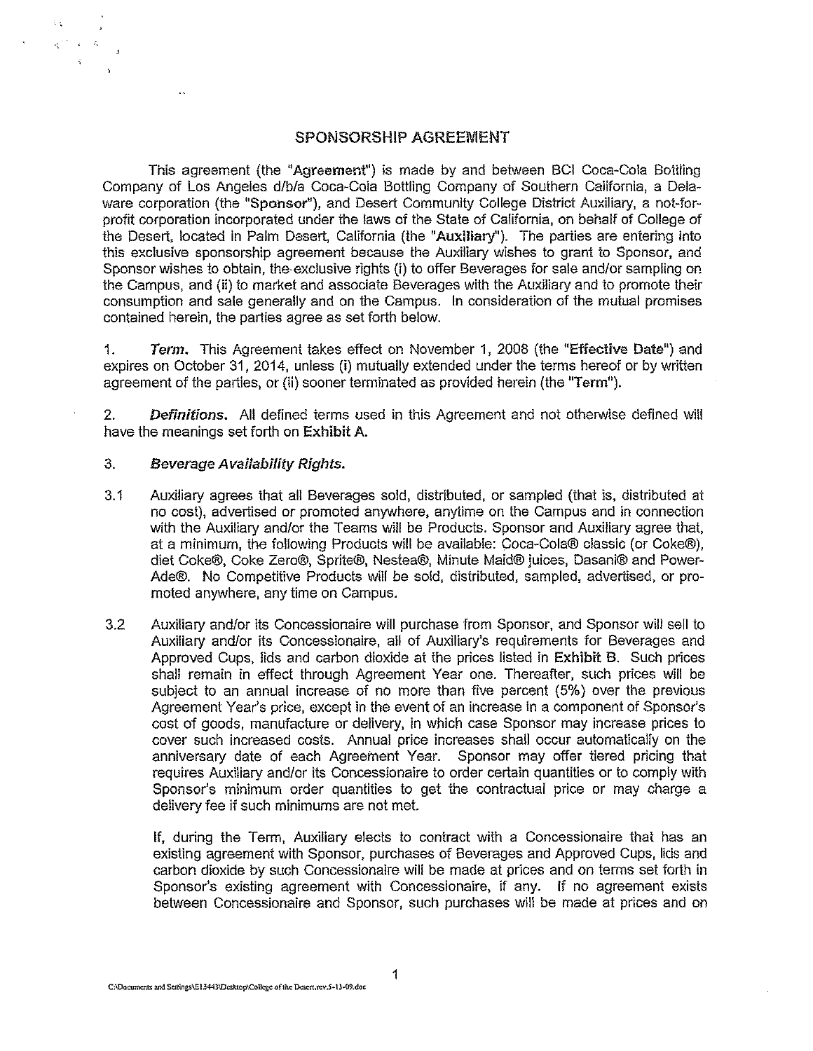# SPONSORSHIP AGREEMENT

This agreement (the "**Agreement**") is made by and between BCI Coca-Cola Bottling Company of Los Angeles d/b/a Coca-Cola Bottling Company of Southern California, a Delaware corporation (the "**Sponsor**"), and Desert Community College District Auxiliary, a not-for-profit corporation incorporated under the laws of the State of California, on behalf of College of the Desert, located in Palm Desert, California (the "**Auxiliary**"). The parties are entering into this exclusive sponsorship agreement because the Auxiliary wishes to grant to Sponsor, and Sponsor wishes to obtain, the exclusive rights (i) to offer Beverages for sale and/or sampling on the Campus, and (ii) to market and associate Beverages with the Auxiliary and to promote their consumption and sale generally and on the Campus. In consideration of the mutual promises contained herein, the parties agree as set forth below.

1. ***Term.*** This Agreement takes effect on November 1, 2008 (the "**Effective Date**") and expires on October 31, 2014, unless (i) mutually extended under the terms hereof or by written agreement of the parties, or (ii) sooner terminated as provided herein (the "**Term**").

2. ***Definitions.*** All defined terms used in this Agreement and not otherwise defined will have the meanings set forth on **Exhibit A**.

3. ***Beverage Availability Rights.***

3.1 Auxiliary agrees that all Beverages sold, distributed, or sampled (that is, distributed at no cost), advertised or promoted anywhere, anytime on the Campus and in connection with the Auxiliary and/or the Teams will be Products. Sponsor and Auxiliary agree that, at a minimum, the following Products will be available: Coca-Cola® classic (or Coke®), diet Coke®, Coke Zero®, Sprite®, Nestea®, Minute Maid® juices, Dasani® and Power-Ade®. No Competitive Products will be sold, distributed, sampled, advertised, or promoted anywhere, any time on Campus.

3.2 Auxiliary and/or its Concessionaire will purchase from Sponsor, and Sponsor will sell to Auxiliary and/or its Concessionaire, all of Auxiliary's requirements for Beverages and Approved Cups, lids and carbon dioxide at the prices listed in **Exhibit B**. Such prices shall remain in effect through Agreement Year one. Thereafter, such prices will be subject to an annual increase of no more than five percent (5%) over the previous Agreement Year's price, except in the event of an increase in a component of Sponsor's cost of goods, manufacture or delivery, in which case Sponsor may increase prices to cover such increased costs. Annual price increases shall occur automatically on the anniversary date of each Agreement Year. Sponsor may offer tiered pricing that requires Auxiliary and/or its Concessionaire to order certain quantities or to comply with Sponsor's minimum order quantities to get the contractual price or may charge a delivery fee if such minimums are not met.

If, during the Term, Auxiliary elects to contract with a Concessionaire that has an existing agreement with Sponsor, purchases of Beverages and Approved Cups, lids and carbon dioxide by such Concessionaire will be made at prices and on terms set forth in Sponsor's existing agreement with Concessionaire, if any. If no agreement exists between Concessionaire and Sponsor, such purchases will be made at prices and on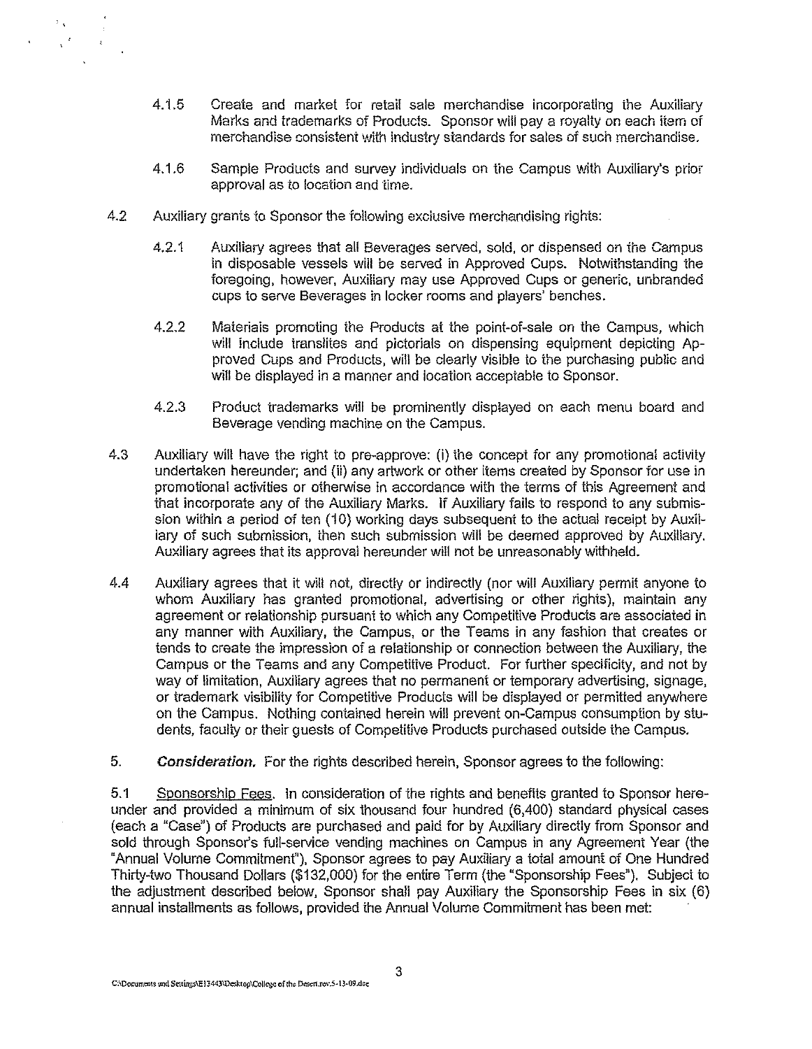4.1.5 Create and market for retail sale merchandise incorporating the Auxiliary Marks and trademarks of Products. Sponsor will pay a royalty on each item of merchandise consistent with industry standards for sales of such merchandise.

4.1.6 Sample Products and survey individuals on the Campus with Auxiliary's prior approval as to location and time.

4.2 Auxiliary grants to Sponsor the following exclusive merchandising rights:

4.2.1 Auxiliary agrees that all Beverages served, sold, or dispensed on the Campus in disposable vessels will be served in Approved Cups. Notwithstanding the foregoing, however, Auxiliary may use Approved Cups or generic, unbranded cups to serve Beverages in locker rooms and players' benches.

4.2.2 Materials promoting the Products at the point-of-sale on the Campus, which will include translites and pictorials on dispensing equipment depicting Approved Cups and Products, will be clearly visible to the purchasing public and will be displayed in a manner and location acceptable to Sponsor.

4.2.3 Product trademarks will be prominently displayed on each menu board and Beverage vending machine on the Campus.

4.3 Auxiliary will have the right to pre-approve: (i) the concept for any promotional activity undertaken hereunder; and (ii) any artwork or other items created by Sponsor for use in promotional activities or otherwise in accordance with the terms of this Agreement and that incorporate any of the Auxiliary Marks. If Auxiliary fails to respond to any submission within a period of ten (10) working days subsequent to the actual receipt by Auxiliary of such submission, then such submission will be deemed approved by Auxiliary. Auxiliary agrees that its approval hereunder will not be unreasonably withheld.

4.4 Auxiliary agrees that it will not, directly or indirectly (nor will Auxiliary permit anyone to whom Auxiliary has granted promotional, advertising or other rights), maintain any agreement or relationship pursuant to which any Competitive Products are associated in any manner with Auxiliary, the Campus, or the Teams in any fashion that creates or tends to create the impression of a relationship or connection between the Auxiliary, the Campus or the Teams and any Competitive Product. For further specificity, and not by way of limitation, Auxiliary agrees that no permanent or temporary advertising, signage, or trademark visibility for Competitive Products will be displayed or permitted anywhere on the Campus. Nothing contained herein will prevent on-Campus consumption by students, faculty or their guests of Competitive Products purchased outside the Campus.

5. ***Consideration.*** For the rights described herein, Sponsor agrees to the following:

5.1 Sponsorship Fees. In consideration of the rights and benefits granted to Sponsor hereunder and provided a minimum of six thousand four hundred (6,400) standard physical cases (each a "Case") of Products are purchased and paid for by Auxiliary directly from Sponsor and sold through Sponsor's full-service vending machines on Campus in any Agreement Year (the "Annual Volume Commitment"), Sponsor agrees to pay Auxiliary a total amount of One Hundred Thirty-two Thousand Dollars ($132,000) for the entire Term (the "Sponsorship Fees"). Subject to the adjustment described below, Sponsor shall pay Auxiliary the Sponsorship Fees in six (6) annual installments as follows, provided the Annual Volume Commitment has been met: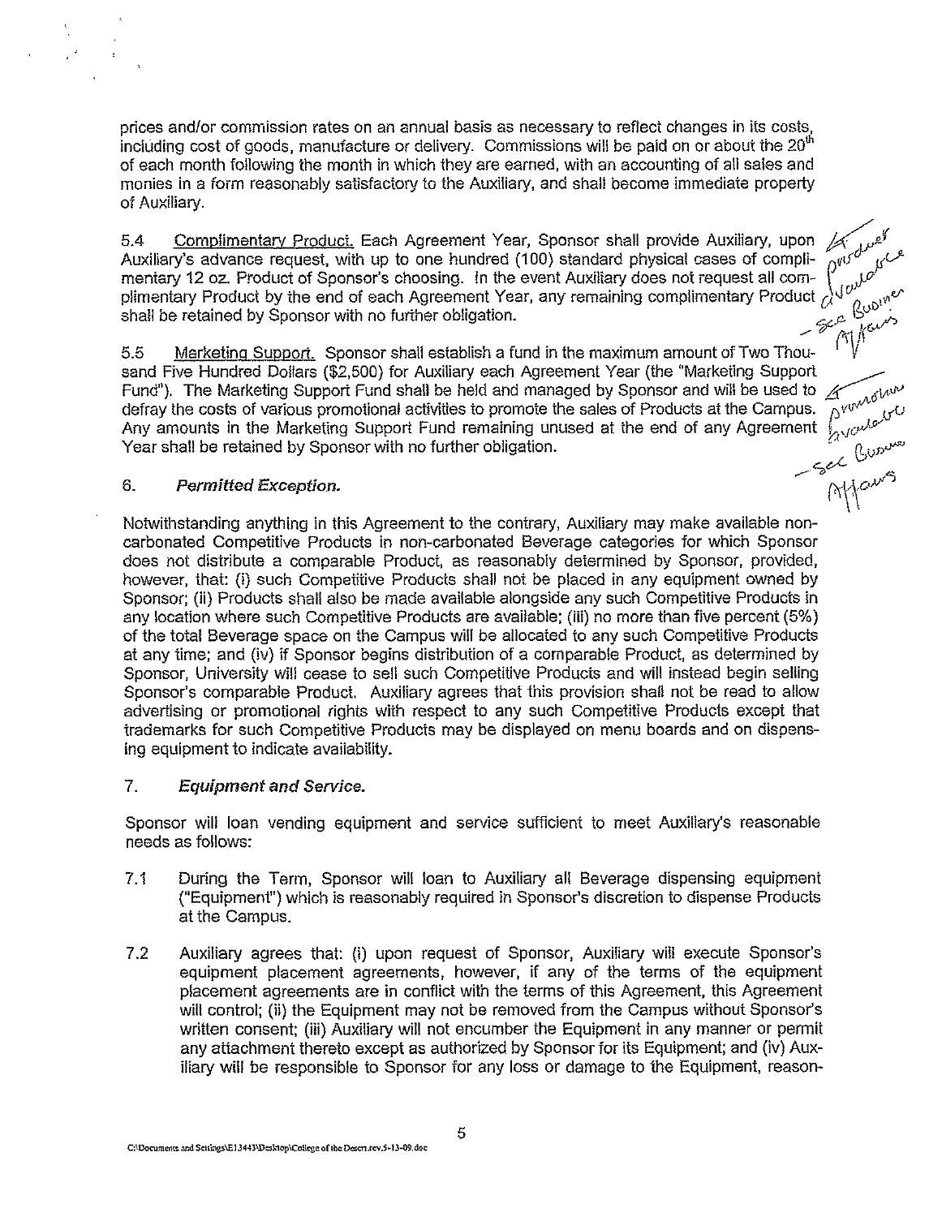prices and/or commission rates on an annual basis as necessary to reflect changes in its costs, including cost of goods, manufacture or delivery. Commissions will be paid on or about the 20th of each month following the month in which they are earned, with an accounting of all sales and monies in a form reasonably satisfactory to the Auxiliary, and shall become immediate property of Auxiliary.

5.4 Complimentary Product. Each Agreement Year, Sponsor shall provide Auxiliary, upon Auxiliary's advance request, with up to one hundred (100) standard physical cases of complimentary 12 oz. Product of Sponsor's choosing. In the event Auxiliary does not request all complimentary Product by the end of each Agreement Year, any remaining complimentary Product shall be retained by Sponsor with no further obligation.

5.5 Marketing Support. Sponsor shall establish a fund in the maximum amount of Two Thousand Five Hundred Dollars ($2,500) for Auxiliary each Agreement Year (the "Marketing Support Fund"). The Marketing Support Fund shall be held and managed by Sponsor and will be used to defray the costs of various promotional activities to promote the sales of Products at the Campus. Any amounts in the Marketing Support Fund remaining unused at the end of any Agreement Year shall be retained by Sponsor with no further obligation.

## 6. *Permitted Exception.*

Notwithstanding anything in this Agreement to the contrary, Auxiliary may make available non-carbonated Competitive Products in non-carbonated Beverage categories for which Sponsor does not distribute a comparable Product, as reasonably determined by Sponsor, provided, however, that: (i) such Competitive Products shall not be placed in any equipment owned by Sponsor; (ii) Products shall also be made available alongside any such Competitive Products in any location where such Competitive Products are available; (iii) no more than five percent (5%) of the total Beverage space on the Campus will be allocated to any such Competitive Products at any time; and (iv) if Sponsor begins distribution of a comparable Product, as determined by Sponsor, University will cease to sell such Competitive Products and will instead begin selling Sponsor's comparable Product. Auxiliary agrees that this provision shall not be read to allow advertising or promotional rights with respect to any such Competitive Products except that trademarks for such Competitive Products may be displayed on menu boards and on dispensing equipment to indicate availability.

## 7. *Equipment and Service.*

Sponsor will loan vending equipment and service sufficient to meet Auxiliary's reasonable needs as follows:

7.1 During the Term, Sponsor will loan to Auxiliary all Beverage dispensing equipment ("Equipment") which is reasonably required in Sponsor's discretion to dispense Products at the Campus.

7.2 Auxiliary agrees that: (i) upon request of Sponsor, Auxiliary will execute Sponsor's equipment placement agreements, however, if any of the terms of the equipment placement agreements are in conflict with the terms of this Agreement, this Agreement will control; (ii) the Equipment may not be removed from the Campus without Sponsor's written consent; (iii) Auxiliary will not encumber the Equipment in any manner or permit any attachment thereto except as authorized by Sponsor for its Equipment; and (iv) Auxiliary will be responsible to Sponsor for any loss or damage to the Equipment, reason-

C:\Documents and Settings\E13443\Desktop\College of the Desert.rev.5-13-09.doc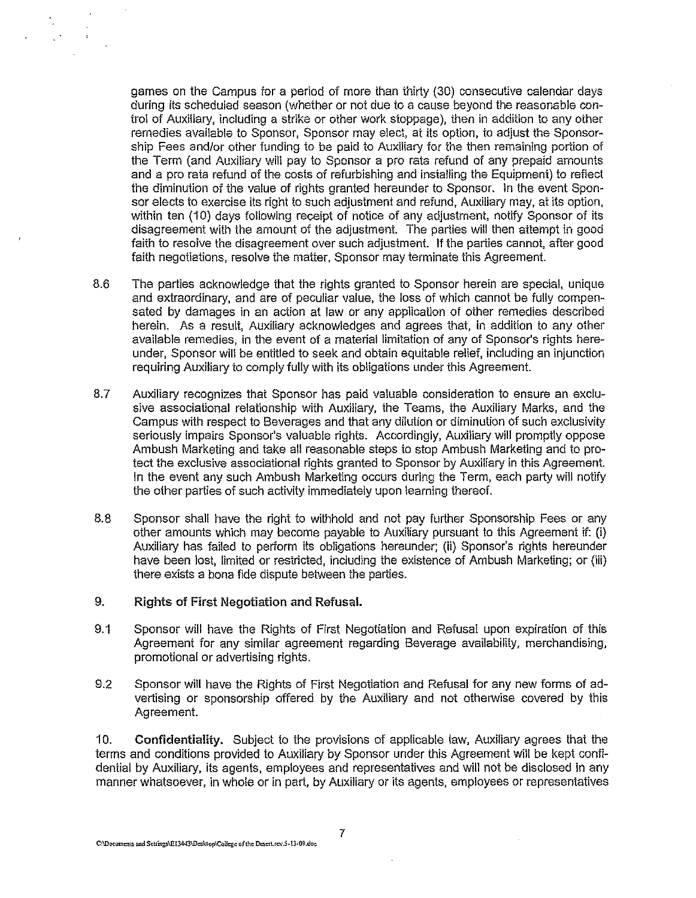games on the Campus for a period of more than thirty (30) consecutive calendar days during its scheduled season (whether or not due to a cause beyond the reasonable control of Auxiliary, including a strike or other work stoppage), then in addition to any other remedies available to Sponsor, Sponsor may elect, at its option, to adjust the Sponsorship Fees and/or other funding to be paid to Auxiliary for the then remaining portion of the Term (and Auxiliary will pay to Sponsor a pro rata refund of any prepaid amounts and a pro rata refund of the costs of refurbishing and installing the Equipment) to reflect the diminution of the value of rights granted hereunder to Sponsor. In the event Sponsor elects to exercise its right to such adjustment and refund, Auxiliary may, at its option, within ten (10) days following receipt of notice of any adjustment, notify Sponsor of its disagreement with the amount of the adjustment. The parties will then attempt in good faith to resolve the disagreement over such adjustment. If the parties cannot, after good faith negotiations, resolve the matter, Sponsor may terminate this Agreement.

8.6 The parties acknowledge that the rights granted to Sponsor herein are special, unique and extraordinary, and are of peculiar value, the loss of which cannot be fully compensated by damages in an action at law or any application of other remedies described herein. As a result, Auxiliary acknowledges and agrees that, in addition to any other available remedies, in the event of a material limitation of any of Sponsor's rights hereunder, Sponsor will be entitled to seek and obtain equitable relief, including an injunction requiring Auxiliary to comply fully with its obligations under this Agreement.

8.7 Auxiliary recognizes that Sponsor has paid valuable consideration to ensure an exclusive associational relationship with Auxiliary, the Teams, the Auxiliary Marks, and the Campus with respect to Beverages and that any dilution or diminution of such exclusivity seriously impairs Sponsor's valuable rights. Accordingly, Auxiliary will promptly oppose Ambush Marketing and take all reasonable steps to stop Ambush Marketing and to protect the exclusive associational rights granted to Sponsor by Auxiliary in this Agreement. In the event any such Ambush Marketing occurs during the Term, each party will notify the other parties of such activity immediately upon learning thereof.

8.8 Sponsor shall have the right to withhold and not pay further Sponsorship Fees or any other amounts which may become payable to Auxiliary pursuant to this Agreement if: (i) Auxiliary has failed to perform its obligations hereunder; (ii) Sponsor's rights hereunder have been lost, limited or restricted, including the existence of Ambush Marketing; or (iii) there exists a bona fide dispute between the parties.

**9. Rights of First Negotiation and Refusal.**

9.1 Sponsor will have the Rights of First Negotiation and Refusal upon expiration of this Agreement for any similar agreement regarding Beverage availability, merchandising, promotional or advertising rights.

9.2 Sponsor will have the Rights of First Negotiation and Refusal for any new forms of advertising or sponsorship offered by the Auxiliary and not otherwise covered by this Agreement.

10. **Confidentiality.** Subject to the provisions of applicable law, Auxiliary agrees that the terms and conditions provided to Auxiliary by Sponsor under this Agreement will be kept confidential by Auxiliary, its agents, employees and representatives and will not be disclosed in any manner whatsoever, in whole or in part, by Auxiliary or its agents, employees or representatives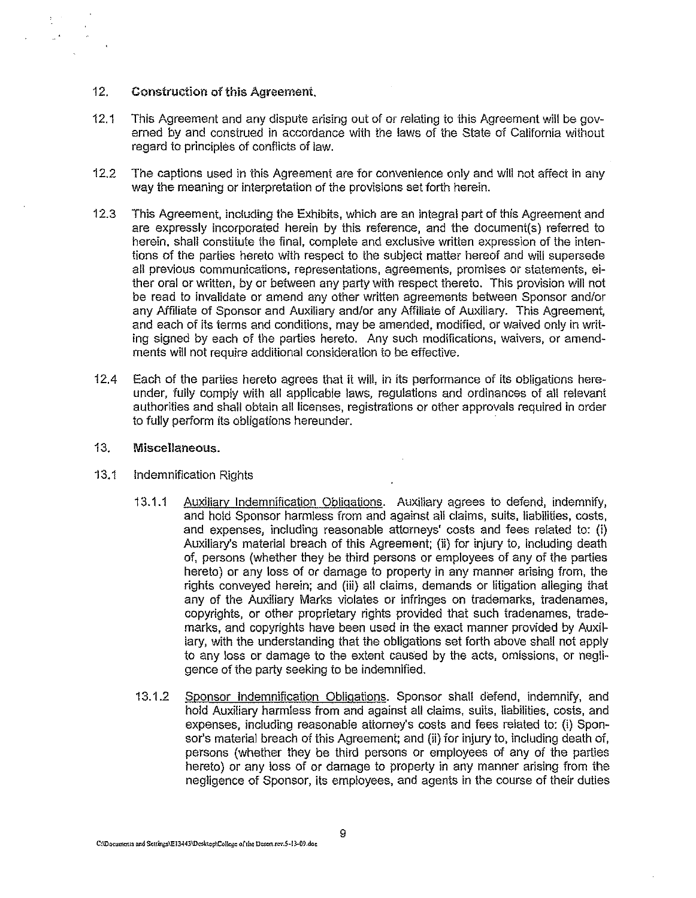## 12. Construction of this Agreement.

12.1 This Agreement and any dispute arising out of or relating to this Agreement will be governed by and construed in accordance with the laws of the State of California without regard to principles of conflicts of law.

12.2 The captions used in this Agreement are for convenience only and will not affect in any way the meaning or interpretation of the provisions set forth herein.

12.3 This Agreement, including the Exhibits, which are an integral part of this Agreement and are expressly incorporated herein by this reference, and the document(s) referred to herein, shall constitute the final, complete and exclusive written expression of the intentions of the parties hereto with respect to the subject matter hereof and will supersede all previous communications, representations, agreements, promises or statements, either oral or written, by or between any party with respect thereto. This provision will not be read to invalidate or amend any other written agreements between Sponsor and/or any Affiliate of Sponsor and Auxiliary and/or any Affiliate of Auxiliary. This Agreement, and each of its terms and conditions, may be amended, modified, or waived only in writing signed by each of the parties hereto. Any such modifications, waivers, or amendments will not require additional consideration to be effective.

12.4 Each of the parties hereto agrees that it will, in its performance of its obligations hereunder, fully comply with all applicable laws, regulations and ordinances of all relevant authorities and shall obtain all licenses, registrations or other approvals required in order to fully perform its obligations hereunder.

## 13. Miscellaneous.

13.1 Indemnification Rights

13.1.1 Auxiliary Indemnification Obligations. Auxiliary agrees to defend, indemnify, and hold Sponsor harmless from and against all claims, suits, liabilities, costs, and expenses, including reasonable attorneys' costs and fees related to: (i) Auxiliary's material breach of this Agreement; (ii) for injury to, including death of, persons (whether they be third persons or employees of any of the parties hereto) or any loss of or damage to property in any manner arising from, the rights conveyed herein; and (iii) all claims, demands or litigation alleging that any of the Auxiliary Marks violates or infringes on trademarks, tradenames, copyrights, or other proprietary rights provided that such tradenames, trademarks, and copyrights have been used in the exact manner provided by Auxiliary, with the understanding that the obligations set forth above shall not apply to any loss or damage to the extent caused by the acts, omissions, or negligence of the party seeking to be indemnified.

13.1.2 Sponsor Indemnification Obligations. Sponsor shall defend, indemnify, and hold Auxiliary harmless from and against all claims, suits, liabilities, costs, and expenses, including reasonable attorney's costs and fees related to: (i) Sponsor's material breach of this Agreement; and (ii) for injury to, including death of, persons (whether they be third persons or employees of any of the parties hereto) or any loss of or damage to property in any manner arising from the negligence of Sponsor, its employees, and agents in the course of their duties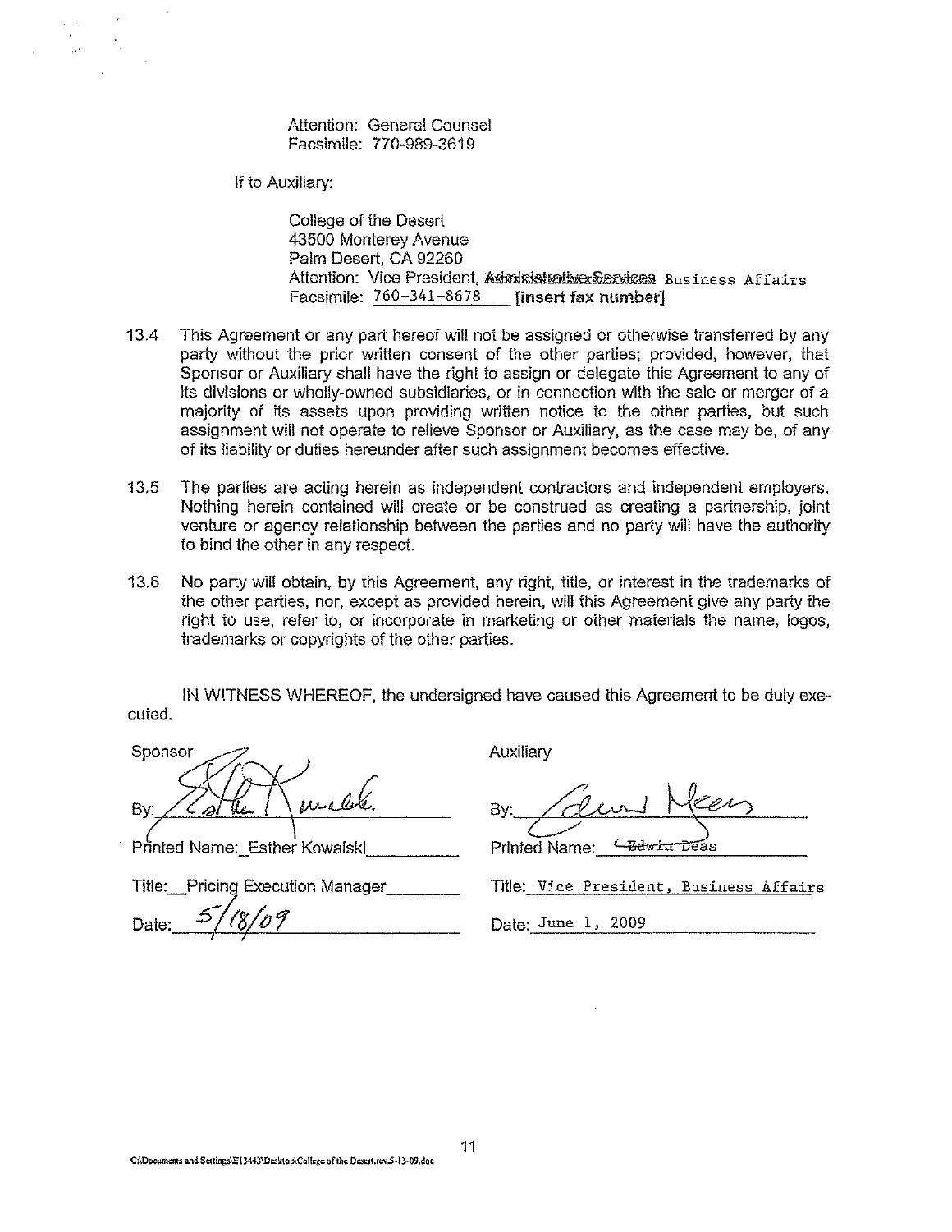Attention: General Counsel
Facsimile: 770-989-3619

If to Auxiliary:

College of the Desert
43500 Monterey Avenue
Palm Desert, CA 92260
Attention: Vice President, ~~Administrative Services~~ Business Affairs
Facsimile: 760-341-8678 [insert fax number]

13.4 This Agreement or any part hereof will not be assigned or otherwise transferred by any party without the prior written consent of the other parties; provided, however, that Sponsor or Auxiliary shall have the right to assign or delegate this Agreement to any of its divisions or wholly-owned subsidiaries, or in connection with the sale or merger of a majority of its assets upon providing written notice to the other parties, but such assignment will not operate to relieve Sponsor or Auxiliary, as the case may be, of any of its liability or duties hereunder after such assignment becomes effective.

13.5 The parties are acting herein as independent contractors and independent employers. Nothing herein contained will create or be construed as creating a partnership, joint venture or agency relationship between the parties and no party will have the authority to bind the other in any respect.

13.6 No party will obtain, by this Agreement, any right, title, or interest in the trademarks of the other parties, nor, except as provided herein, will this Agreement give any party the right to use, refer to, or incorporate in marketing or other materials the name, logos, trademarks or copyrights of the other parties.

IN WITNESS WHEREOF, the undersigned have caused this Agreement to be duly executed.

| Sponsor | Auxiliary |
|---|---|
| By: *[signature]* | By: *[signature]* |
| Printed Name: Esther Kowalski | Printed Name: ~~Edwin~~ Deas |
| Title: Pricing Execution Manager | Title: Vice President, Business Affairs |
| Date: 5/18/09 | Date: June 1, 2009 |

C:\Documents and Settings\E13443\Desktop\College of the Desert.rev.5-13-09.doc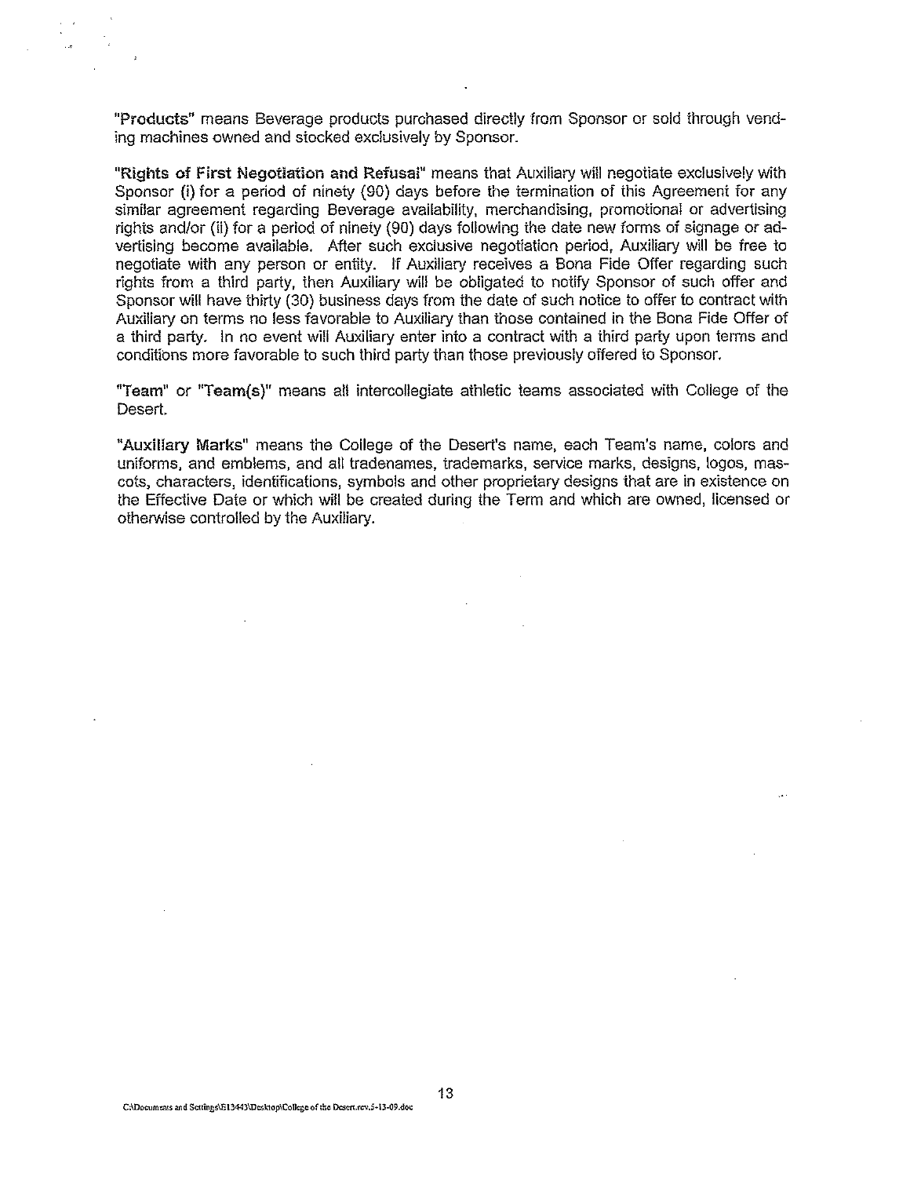**"Products"** means Beverage products purchased directly from Sponsor or sold through vending machines owned and stocked exclusively by Sponsor.

**"Rights of First Negotiation and Refusal"** means that Auxiliary will negotiate exclusively with Sponsor (i) for a period of ninety (90) days before the termination of this Agreement for any similar agreement regarding Beverage availability, merchandising, promotional or advertising rights and/or (ii) for a period of ninety (90) days following the date new forms of signage or advertising become available. After such exclusive negotiation period, Auxiliary will be free to negotiate with any person or entity. If Auxiliary receives a Bona Fide Offer regarding such rights from a third party, then Auxiliary will be obligated to notify Sponsor of such offer and Sponsor will have thirty (30) business days from the date of such notice to offer to contract with Auxiliary on terms no less favorable to Auxiliary than those contained in the Bona Fide Offer of a third party. In no event will Auxiliary enter into a contract with a third party upon terms and conditions more favorable to such third party than those previously offered to Sponsor.

**"Team"** or **"Team(s)"** means all intercollegiate athletic teams associated with College of the Desert.

**"Auxiliary Marks"** means the College of the Desert's name, each Team's name, colors and uniforms, and emblems, and all tradenames, trademarks, service marks, designs, logos, mascots, characters, identifications, symbols and other proprietary designs that are in existence on the Effective Date or which will be created during the Term and which are owned, licensed or otherwise controlled by the Auxiliary.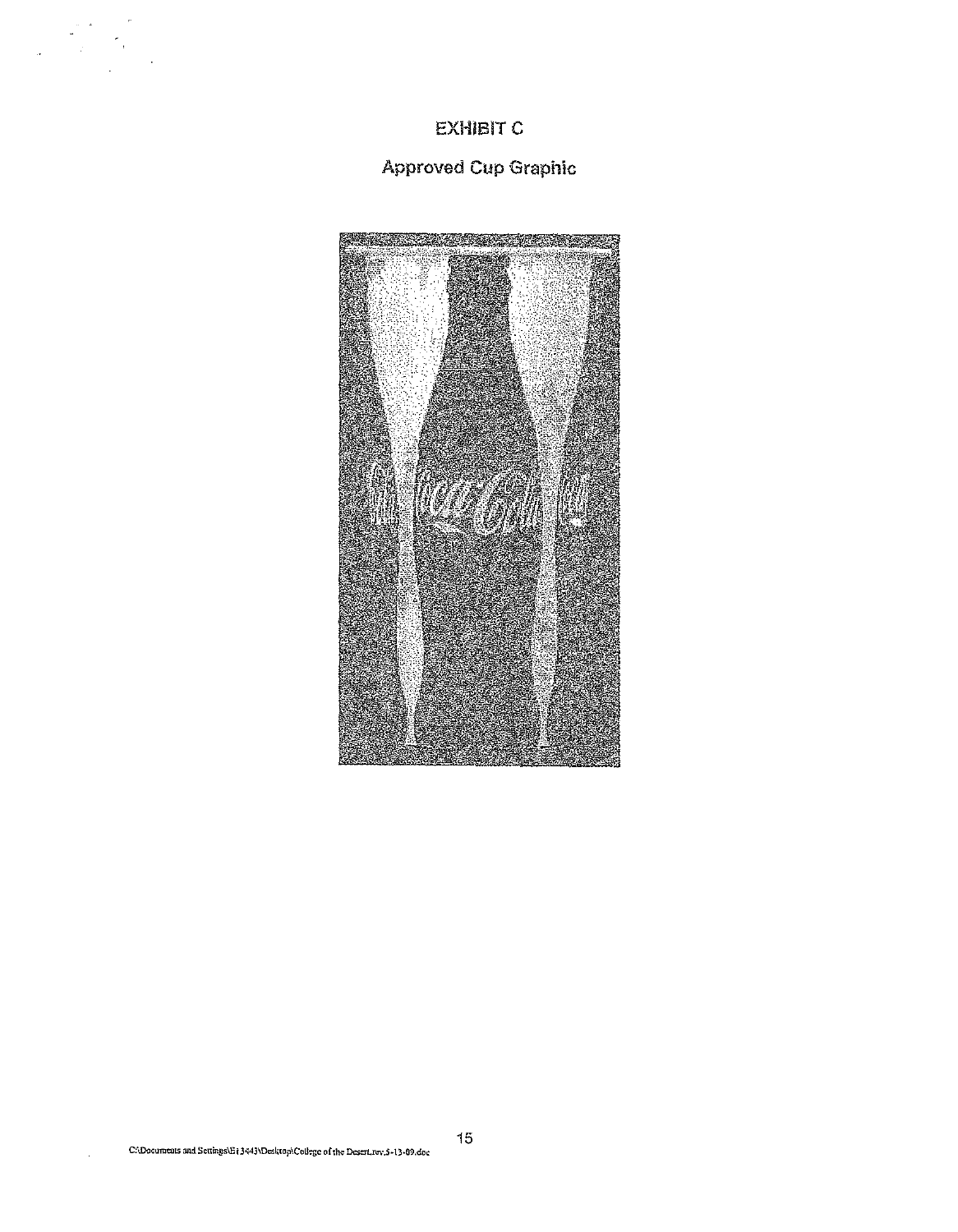# EXHIBIT C

## Approved Cup Graphic

C:\Documents and Settings\Ei3443\Desktop\College of the Desert.rev.5-13-09.doc